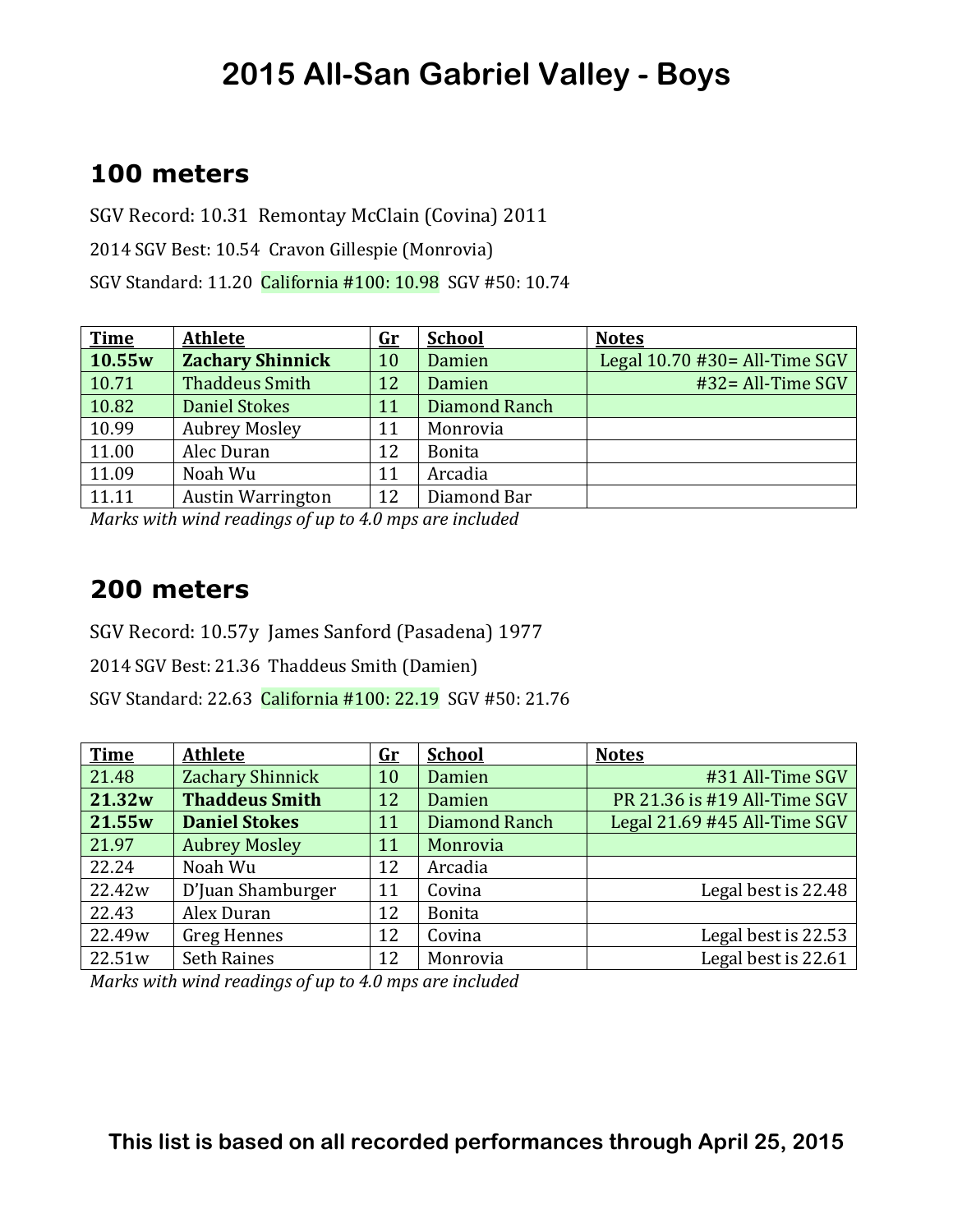# 2015 All-San Gabriel Valley - Boys

## 100 meters

SGV Record: 10.31  Remontay McClain (Covina) 2011

2014 SGV Best: 10.54  Cravon Gillespie (Monrovia)

SGV Standard: 11.20  California #100: 10.98  SGV #50: 10.74

| Time | Athlete | Gr | School | Notes |
|---|---|---|---|---|
| **10.55w** | **Zachary Shinnick** | 10 | Damien | Legal 10.70 #30= All-Time SGV |
| 10.71 | Thaddeus Smith | 12 | Damien | #32= All-Time SGV |
| 10.82 | Daniel Stokes | 11 | Diamond Ranch | |
| 10.99 | Aubrey Mosley | 11 | Monrovia | |
| 11.00 | Alec Duran | 12 | Bonita | |
| 11.09 | Noah Wu | 11 | Arcadia | |
| 11.11 | Austin Warrington | 12 | Diamond Bar | |

*Marks with wind readings of up to 4.0 mps are included*

## 200 meters

SGV Record: 10.57y  James Sanford (Pasadena) 1977

2014 SGV Best: 21.36  Thaddeus Smith (Damien)

SGV Standard: 22.63  California #100: 22.19  SGV #50: 21.76

| Time | Athlete | Gr | School | Notes |
|---|---|---|---|---|
| 21.48 | Zachary Shinnick | 10 | Damien | #31 All-Time SGV |
| **21.32w** | **Thaddeus Smith** | 12 | Damien | PR 21.36 is #19 All-Time SGV |
| **21.55w** | **Daniel Stokes** | 11 | Diamond Ranch | Legal 21.69 #45 All-Time SGV |
| 21.97 | Aubrey Mosley | 11 | Monrovia | |
| 22.24 | Noah Wu | 12 | Arcadia | |
| 22.42w | D'Juan Shamburger | 11 | Covina | Legal best is 22.48 |
| 22.43 | Alex Duran | 12 | Bonita | |
| 22.49w | Greg Hennes | 12 | Covina | Legal best is 22.53 |
| 22.51w | Seth Raines | 12 | Monrovia | Legal best is 22.61 |

*Marks with wind readings of up to 4.0 mps are included*

**This list is based on all recorded performances through April 25, 2015**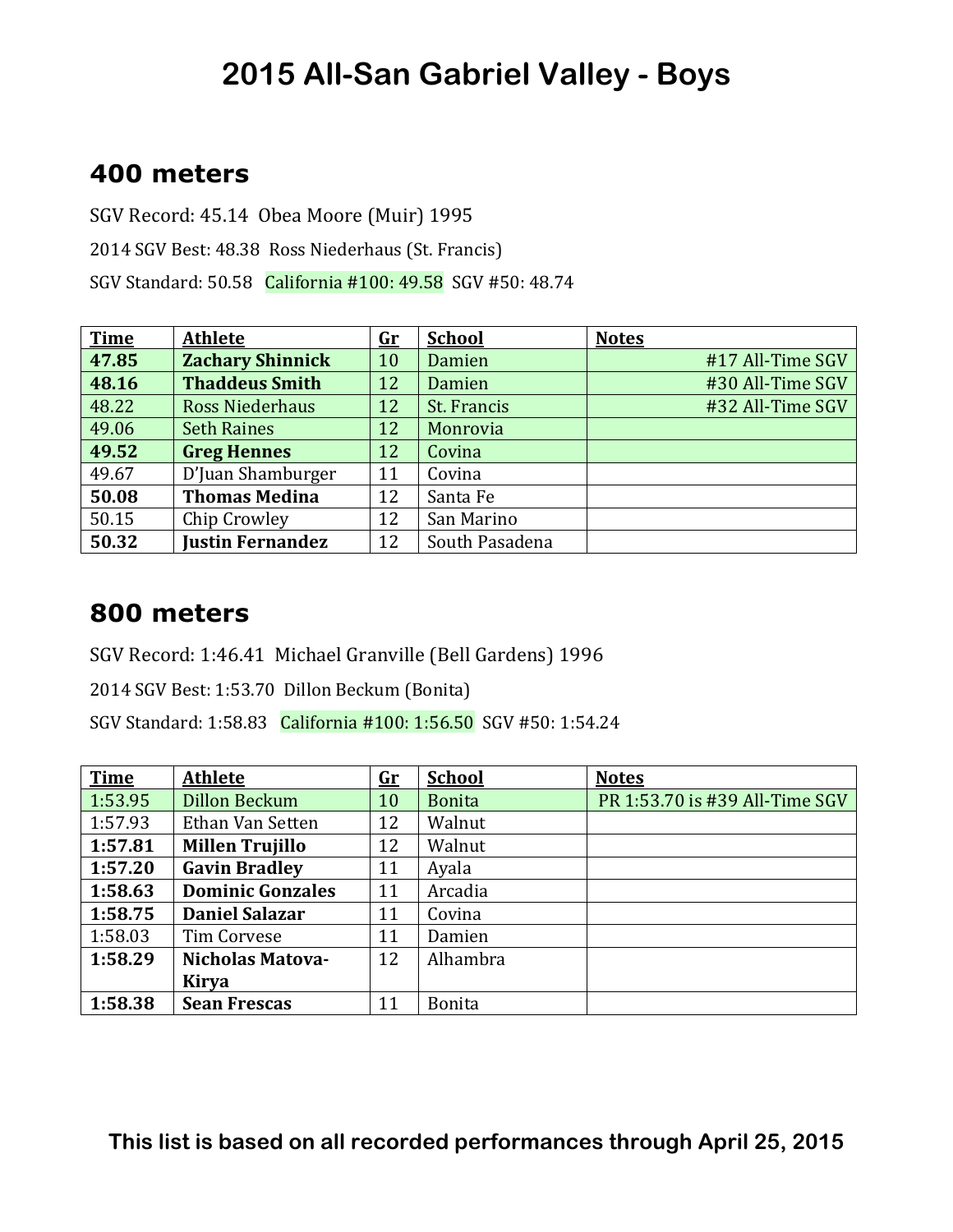# 2015 All-San Gabriel Valley - Boys

## 400 meters

SGV Record: 45.14 Obea Moore (Muir) 1995

2014 SGV Best: 48.38 Ross Niederhaus (St. Francis)

SGV Standard: 50.58 California #100: 49.58 SGV #50: 48.74

| Time | Athlete | Gr | School | Notes |
|---|---|---|---|---|
| **47.85** | **Zachary Shinnick** | 10 | Damien | #17 All-Time SGV |
| **48.16** | **Thaddeus Smith** | 12 | Damien | #30 All-Time SGV |
| 48.22 | Ross Niederhaus | 12 | St. Francis | #32 All-Time SGV |
| 49.06 | Seth Raines | 12 | Monrovia | |
| **49.52** | **Greg Hennes** | 12 | Covina | |
| 49.67 | D'Juan Shamburger | 11 | Covina | |
| **50.08** | **Thomas Medina** | 12 | Santa Fe | |
| 50.15 | Chip Crowley | 12 | San Marino | |
| **50.32** | **Justin Fernandez** | 12 | South Pasadena | |

## 800 meters

SGV Record: 1:46.41 Michael Granville (Bell Gardens) 1996

2014 SGV Best: 1:53.70 Dillon Beckum (Bonita)

SGV Standard: 1:58.83 California #100: 1:56.50 SGV #50: 1:54.24

| Time | Athlete | Gr | School | Notes |
|---|---|---|---|---|
| 1:53.95 | Dillon Beckum | 10 | Bonita | PR 1:53.70 is #39 All-Time SGV |
| 1:57.93 | Ethan Van Setten | 12 | Walnut | |
| **1:57.81** | **Millen Trujillo** | 12 | Walnut | |
| **1:57.20** | **Gavin Bradley** | 11 | Ayala | |
| **1:58.63** | **Dominic Gonzales** | 11 | Arcadia | |
| **1:58.75** | **Daniel Salazar** | 11 | Covina | |
| 1:58.03 | Tim Corvese | 11 | Damien | |
| **1:58.29** | **Nicholas Matova-Kirya** | 12 | Alhambra | |
| **1:58.38** | **Sean Frescas** | 11 | Bonita | |

**This list is based on all recorded performances through April 25, 2015**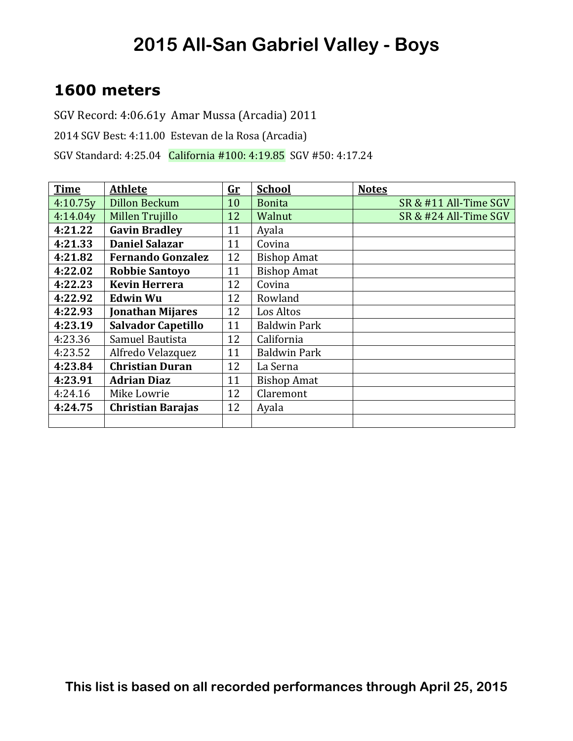# 2015 All-San Gabriel Valley - Boys

## 1600 meters

SGV Record: 4:06.61y  Amar Mussa (Arcadia) 2011

2014 SGV Best: 4:11.00  Estevan de la Rosa (Arcadia)

SGV Standard: 4:25.04   California #100: 4:19.85  SGV #50: 4:17.24

| Time | Athlete | Gr | School | Notes |
|---|---|---|---|---|
| 4:10.75y | Dillon Beckum | 10 | Bonita | SR & #11 All-Time SGV |
| 4:14.04y | Millen Trujillo | 12 | Walnut | SR & #24 All-Time SGV |
| **4:21.22** | **Gavin Bradley** | 11 | Ayala | |
| **4:21.33** | **Daniel Salazar** | 11 | Covina | |
| **4:21.82** | **Fernando Gonzalez** | 12 | Bishop Amat | |
| **4:22.02** | **Robbie Santoyo** | 11 | Bishop Amat | |
| **4:22.23** | **Kevin Herrera** | 12 | Covina | |
| **4:22.92** | **Edwin Wu** | 12 | Rowland | |
| **4:22.93** | **Jonathan Mijares** | 12 | Los Altos | |
| **4:23.19** | **Salvador Capetillo** | 11 | Baldwin Park | |
| 4:23.36 | Samuel Bautista | 12 | California | |
| 4:23.52 | Alfredo Velazquez | 11 | Baldwin Park | |
| **4:23.84** | **Christian Duran** | 12 | La Serna | |
| **4:23.91** | **Adrian Diaz** | 11 | Bishop Amat | |
| 4:24.16 | Mike Lowrie | 12 | Claremont | |
| **4:24.75** | **Christian Barajas** | 12 | Ayala | |
| | | | | |

**This list is based on all recorded performances through April 25, 2015**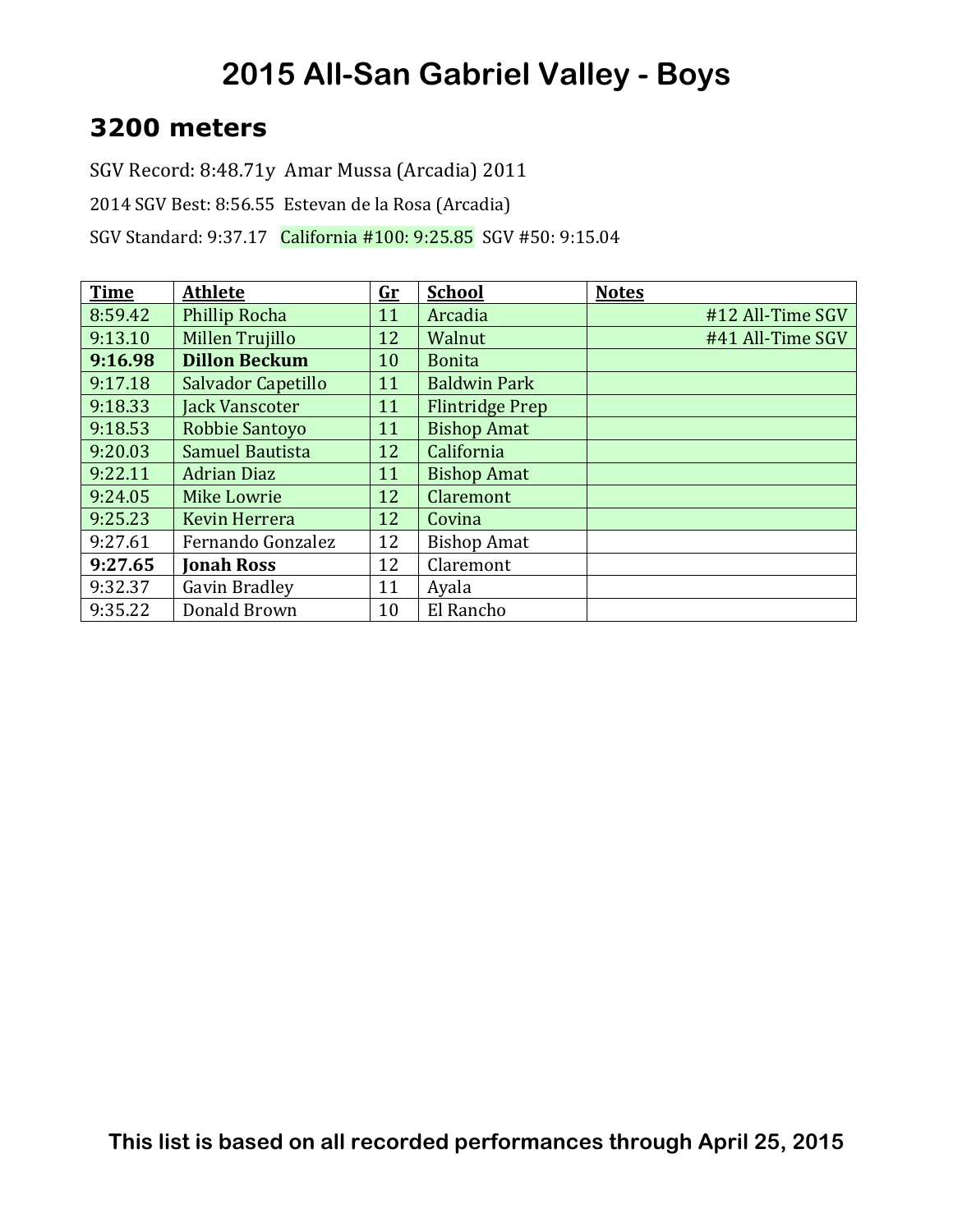# 2015 All-San Gabriel Valley - Boys

## 3200 meters

SGV Record: 8:48.71y Amar Mussa (Arcadia) 2011

2014 SGV Best: 8:56.55 Estevan de la Rosa (Arcadia)

SGV Standard: 9:37.17 California #100: 9:25.85 SGV #50: 9:15.04

| Time | Athlete | Gr | School | Notes |
|---|---|---|---|---|
| 8:59.42 | Phillip Rocha | 11 | Arcadia | #12 All-Time SGV |
| 9:13.10 | Millen Trujillo | 12 | Walnut | #41 All-Time SGV |
| **9:16.98** | **Dillon Beckum** | 10 | Bonita | |
| 9:17.18 | Salvador Capetillo | 11 | Baldwin Park | |
| 9:18.33 | Jack Vanscoter | 11 | Flintridge Prep | |
| 9:18.53 | Robbie Santoyo | 11 | Bishop Amat | |
| 9:20.03 | Samuel Bautista | 12 | California | |
| 9:22.11 | Adrian Diaz | 11 | Bishop Amat | |
| 9:24.05 | Mike Lowrie | 12 | Claremont | |
| 9:25.23 | Kevin Herrera | 12 | Covina | |
| 9:27.61 | Fernando Gonzalez | 12 | Bishop Amat | |
| **9:27.65** | **Jonah Ross** | 12 | Claremont | |
| 9:32.37 | Gavin Bradley | 11 | Ayala | |
| 9:35.22 | Donald Brown | 10 | El Rancho | |

**This list is based on all recorded performances through April 25, 2015**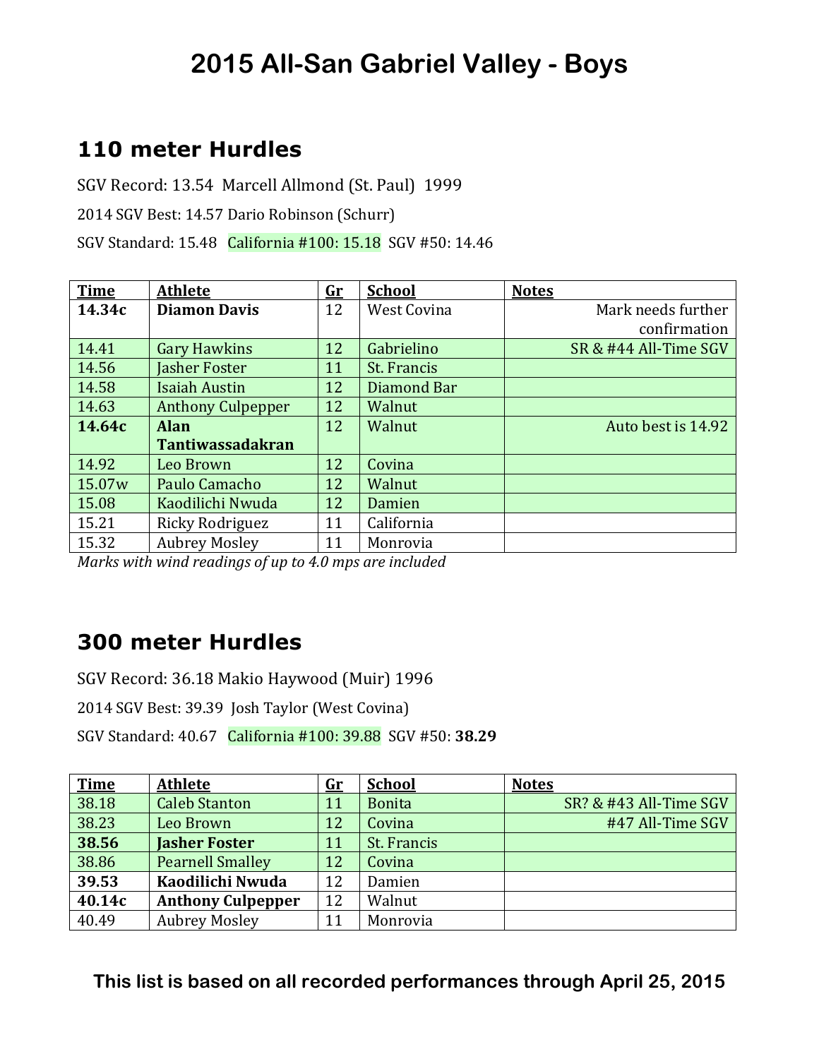# 2015 All-San Gabriel Valley - Boys

## 110 meter Hurdles

SGV Record: 13.54 Marcell Allmond (St. Paul) 1999

2014 SGV Best: 14.57 Dario Robinson (Schurr)

SGV Standard: 15.48 California #100: 15.18 SGV #50: 14.46

| Time | Athlete | Gr | School | Notes |
|---|---|---|---|---|
| **14.34c** | **Diamon Davis** | 12 | West Covina | Mark needs further confirmation |
| 14.41 | Gary Hawkins | 12 | Gabrielino | SR & #44 All-Time SGV |
| 14.56 | Jasher Foster | 11 | St. Francis | |
| 14.58 | Isaiah Austin | 12 | Diamond Bar | |
| 14.63 | Anthony Culpepper | 12 | Walnut | |
| **14.64c** | **Alan Tantiwassadakran** | 12 | Walnut | Auto best is 14.92 |
| 14.92 | Leo Brown | 12 | Covina | |
| 15.07w | Paulo Camacho | 12 | Walnut | |
| 15.08 | Kaodilichi Nwuda | 12 | Damien | |
| 15.21 | Ricky Rodriguez | 11 | California | |
| 15.32 | Aubrey Mosley | 11 | Monrovia | |

*Marks with wind readings of up to 4.0 mps are included*

## 300 meter Hurdles

SGV Record: 36.18 Makio Haywood (Muir) 1996

2014 SGV Best: 39.39 Josh Taylor (West Covina)

SGV Standard: 40.67 California #100: 39.88 SGV #50: **38.29**

| Time | Athlete | Gr | School | Notes |
|---|---|---|---|---|
| 38.18 | Caleb Stanton | 11 | Bonita | SR? & #43 All-Time SGV |
| 38.23 | Leo Brown | 12 | Covina | #47 All-Time SGV |
| **38.56** | **Jasher Foster** | 11 | St. Francis | |
| 38.86 | Pearnell Smalley | 12 | Covina | |
| **39.53** | **Kaodilichi Nwuda** | 12 | Damien | |
| **40.14c** | **Anthony Culpepper** | 12 | Walnut | |
| 40.49 | Aubrey Mosley | 11 | Monrovia | |

**This list is based on all recorded performances through April 25, 2015**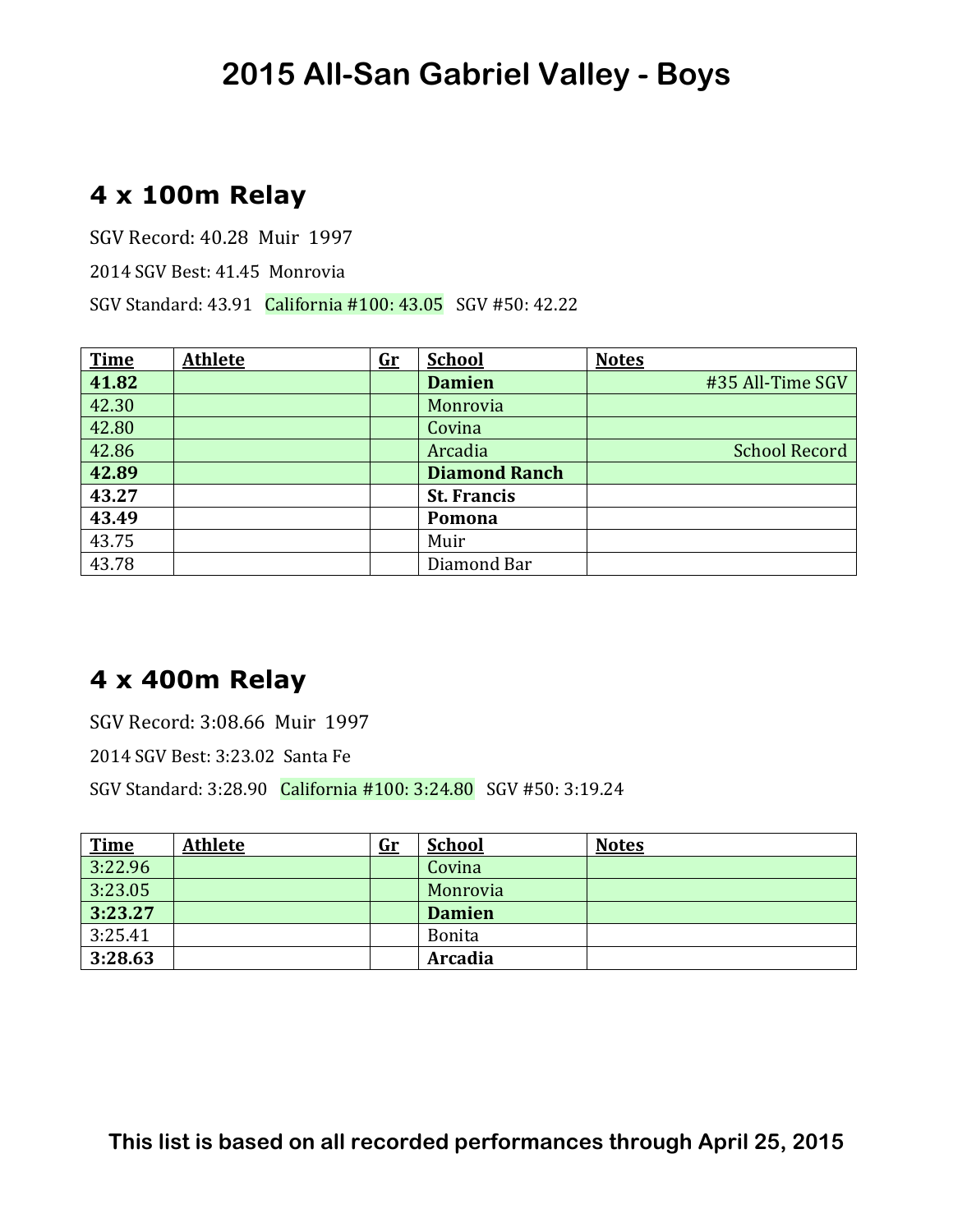# 2015 All-San Gabriel Valley - Boys

## 4 x 100m Relay

SGV Record: 40.28 Muir 1997

2014 SGV Best: 41.45 Monrovia

SGV Standard: 43.91 California #100: 43.05 SGV #50: 42.22

| Time | Athlete | Gr | School | Notes |
|---|---|---|---|---|
| **41.82** | | | **Damien** | #35 All-Time SGV |
| 42.30 | | | Monrovia | |
| 42.80 | | | Covina | |
| 42.86 | | | Arcadia | School Record |
| **42.89** | | | **Diamond Ranch** | |
| **43.27** | | | **St. Francis** | |
| **43.49** | | | **Pomona** | |
| 43.75 | | | Muir | |
| 43.78 | | | Diamond Bar | |

## 4 x 400m Relay

SGV Record: 3:08.66 Muir 1997

2014 SGV Best: 3:23.02 Santa Fe

SGV Standard: 3:28.90 California #100: 3:24.80 SGV #50: 3:19.24

| Time | Athlete | Gr | School | Notes |
|---|---|---|---|---|
| 3:22.96 | | | Covina | |
| 3:23.05 | | | Monrovia | |
| **3:23.27** | | | **Damien** | |
| 3:25.41 | | | Bonita | |
| **3:28.63** | | | **Arcadia** | |

**This list is based on all recorded performances through April 25, 2015**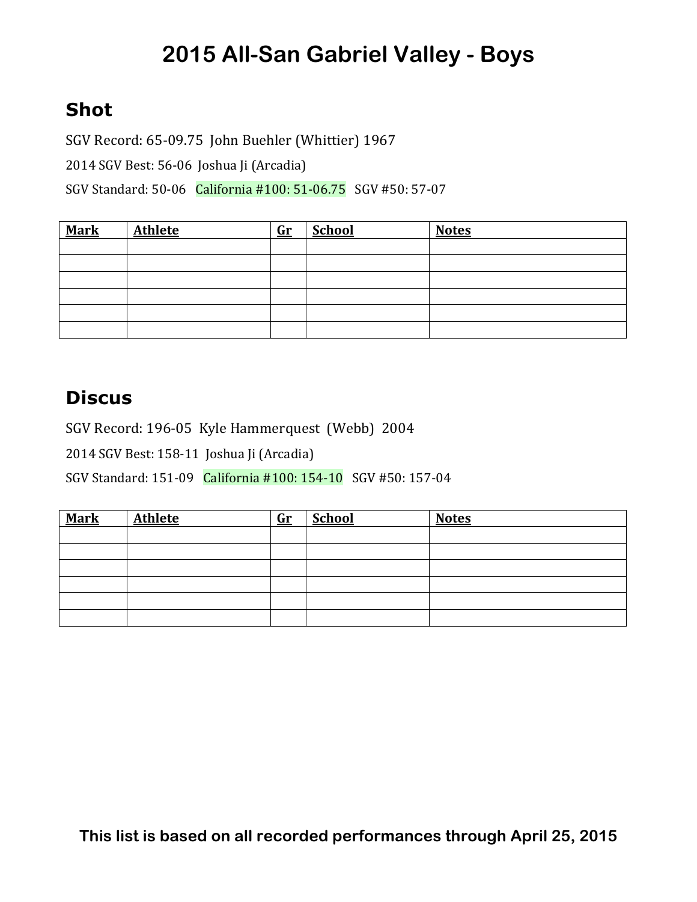# 2015 All-San Gabriel Valley - Boys

## Shot

SGV Record: 65-09.75 John Buehler (Whittier) 1967

2014 SGV Best: 56-06 Joshua Ji (Arcadia)

SGV Standard: 50-06 California #100: 51-06.75 SGV #50: 57-07

| Mark | Athlete | Gr | School | Notes |
|---|---|---|---|---|
| | | | | |
| | | | | |
| | | | | |
| | | | | |
| | | | | |
| | | | | |

## Discus

SGV Record: 196-05 Kyle Hammerquest (Webb) 2004

2014 SGV Best: 158-11 Joshua Ji (Arcadia)

SGV Standard: 151-09 California #100: 154-10 SGV #50: 157-04

| Mark | Athlete | Gr | School | Notes |
|---|---|---|---|---|
| | | | | |
| | | | | |
| | | | | |
| | | | | |
| | | | | |
| | | | | |

**This list is based on all recorded performances through April 25, 2015**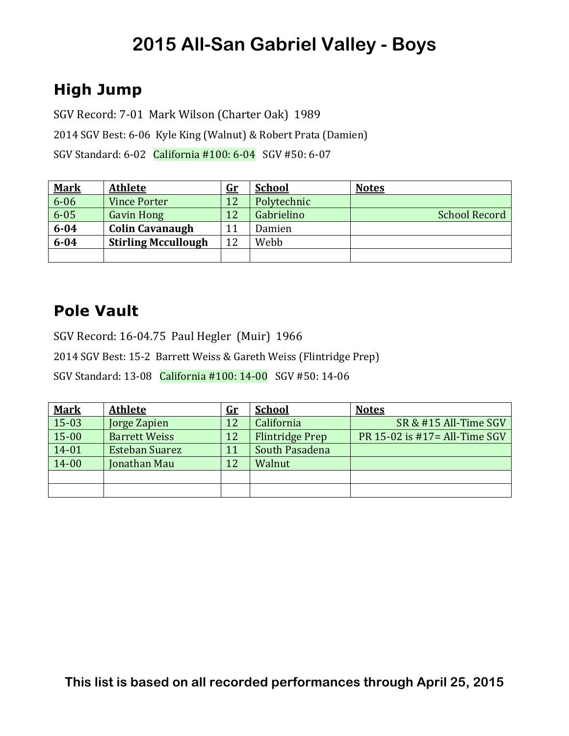# 2015 All-San Gabriel Valley - Boys

## High Jump

SGV Record: 7-01 Mark Wilson (Charter Oak) 1989

2014 SGV Best: 6-06 Kyle King (Walnut) & Robert Prata (Damien)

SGV Standard: 6-02 California #100: 6-04 SGV #50: 6-07

| Mark | Athlete | Gr | School | Notes |
|---|---|---|---|---|
| 6-06 | Vince Porter | 12 | Polytechnic | |
| 6-05 | Gavin Hong | 12 | Gabrielino | School Record |
| **6-04** | **Colin Cavanaugh** | 11 | Damien | |
| **6-04** | **Stirling Mccullough** | 12 | Webb | |
| | | | | |

## Pole Vault

SGV Record: 16-04.75 Paul Hegler (Muir) 1966

2014 SGV Best: 15-2 Barrett Weiss & Gareth Weiss (Flintridge Prep)

SGV Standard: 13-08 California #100: 14-00 SGV #50: 14-06

| Mark | Athlete | Gr | School | Notes |
|---|---|---|---|---|
| 15-03 | Jorge Zapien | 12 | California | SR & #15 All-Time SGV |
| 15-00 | Barrett Weiss | 12 | Flintridge Prep | PR 15-02 is #17= All-Time SGV |
| 14-01 | Esteban Suarez | 11 | South Pasadena | |
| 14-00 | Jonathan Mau | 12 | Walnut | |
| | | | | |
| | | | | |

**This list is based on all recorded performances through April 25, 2015**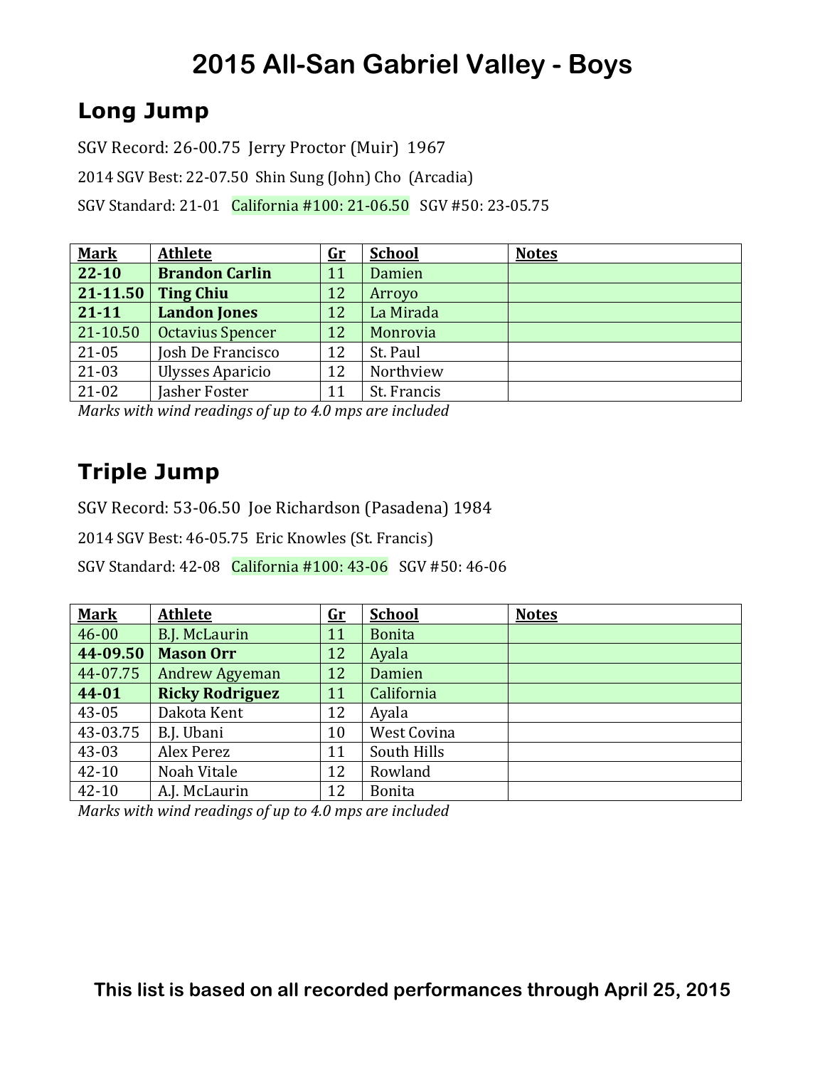# 2015 All-San Gabriel Valley - Boys

## Long Jump

SGV Record: 26-00.75 Jerry Proctor (Muir) 1967

2014 SGV Best: 22-07.50 Shin Sung (John) Cho (Arcadia)

SGV Standard: 21-01 California #100: 21-06.50 SGV #50: 23-05.75

| Mark | Athlete | Gr | School | Notes |
|---|---|---|---|---|
| **22-10** | **Brandon Carlin** | 11 | Damien | |
| **21-11.50** | **Ting Chiu** | 12 | Arroyo | |
| **21-11** | **Landon Jones** | 12 | La Mirada | |
| 21-10.50 | Octavius Spencer | 12 | Monrovia | |
| 21-05 | Josh De Francisco | 12 | St. Paul | |
| 21-03 | Ulysses Aparicio | 12 | Northview | |
| 21-02 | Jasher Foster | 11 | St. Francis | |

*Marks with wind readings of up to 4.0 mps are included*

## Triple Jump

SGV Record: 53-06.50 Joe Richardson (Pasadena) 1984

2014 SGV Best: 46-05.75 Eric Knowles (St. Francis)

SGV Standard: 42-08 California #100: 43-06 SGV #50: 46-06

| Mark | Athlete | Gr | School | Notes |
|---|---|---|---|---|
| 46-00 | B.J. McLaurin | 11 | Bonita | |
| **44-09.50** | **Mason Orr** | 12 | Ayala | |
| 44-07.75 | Andrew Agyeman | 12 | Damien | |
| **44-01** | **Ricky Rodriguez** | 11 | California | |
| 43-05 | Dakota Kent | 12 | Ayala | |
| 43-03.75 | B.J. Ubani | 10 | West Covina | |
| 43-03 | Alex Perez | 11 | South Hills | |
| 42-10 | Noah Vitale | 12 | Rowland | |
| 42-10 | A.J. McLaurin | 12 | Bonita | |

*Marks with wind readings of up to 4.0 mps are included*

**This list is based on all recorded performances through April 25, 2015**